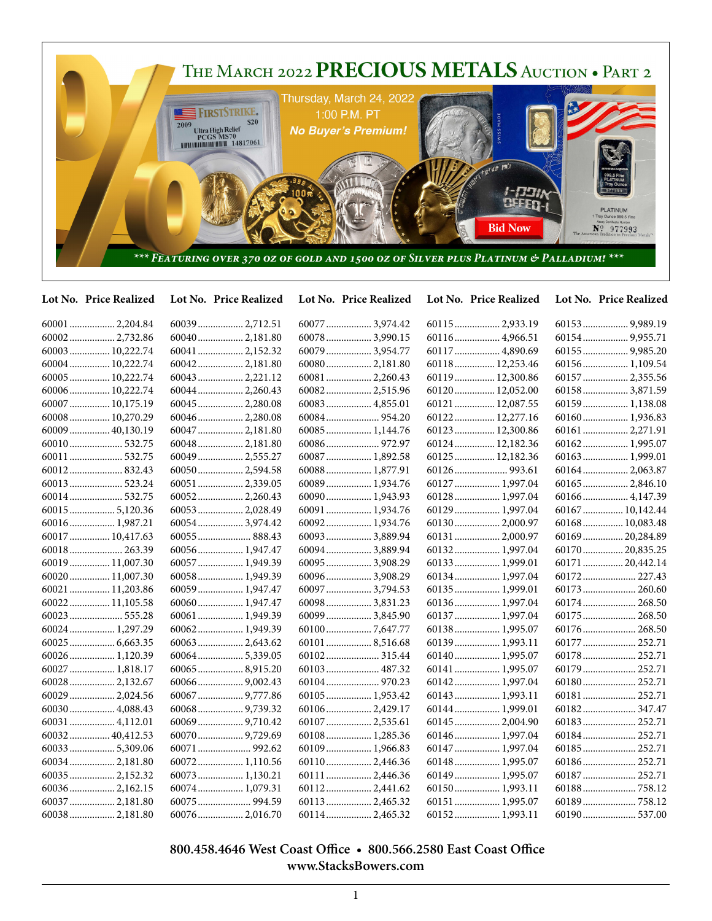# The March 2022 PRECIOUS METALS Auction • Part 2

Thursday, March 24, 2022
1:00 P.M. PT
*No Buyer's Premium!*

Bid Now

****** FEATURING OVER 370 OZ OF GOLD AND 1500 OZ OF SILVER PLUS PLATINUM & PALLADIUM! ******

| Lot No. | Price Realized | Lot No. | Price Realized | Lot No. | Price Realized | Lot No. | Price Realized | Lot No. | Price Realized |
|---|---|---|---|---|---|---|---|---|---|
| 60001 | 2,204.84 | 60039 | 2,712.51 | 60077 | 3,974.42 | 60115 | 2,933.19 | 60153 | 9,989.19 |
| 60002 | 2,732.86 | 60040 | 2,181.80 | 60078 | 3,990.15 | 60116 | 4,966.51 | 60154 | 9,955.71 |
| 60003 | 10,222.74 | 60041 | 2,152.32 | 60079 | 3,954.77 | 60117 | 4,890.69 | 60155 | 9,985.20 |
| 60004 | 10,222.74 | 60042 | 2,181.80 | 60080 | 2,181.80 | 60118 | 12,253.46 | 60156 | 1,109.54 |
| 60005 | 10,222.74 | 60043 | 2,221.12 | 60081 | 2,260.43 | 60119 | 12,300.86 | 60157 | 2,355.56 |
| 60006 | 10,222.74 | 60044 | 2,260.43 | 60082 | 2,515.96 | 60120 | 12,052.00 | 60158 | 3,871.59 |
| 60007 | 10,175.19 | 60045 | 2,280.08 | 60083 | 4,855.01 | 60121 | 12,087.55 | 60159 | 1,138.08 |
| 60008 | 10,270.29 | 60046 | 2,280.08 | 60084 | 954.20 | 60122 | 12,277.16 | 60160 | 1,936.83 |
| 60009 | 40,130.19 | 60047 | 2,181.80 | 60085 | 1,144.76 | 60123 | 12,300.86 | 60161 | 2,271.91 |
| 60010 | 532.75 | 60048 | 2,181.80 | 60086 | 972.97 | 60124 | 12,182.36 | 60162 | 1,995.07 |
| 60011 | 532.75 | 60049 | 2,555.27 | 60087 | 1,892.58 | 60125 | 12,182.36 | 60163 | 1,999.01 |
| 60012 | 832.43 | 60050 | 2,594.58 | 60088 | 1,877.91 | 60126 | 993.61 | 60164 | 2,063.87 |
| 60013 | 523.24 | 60051 | 2,339.05 | 60089 | 1,934.76 | 60127 | 1,997.04 | 60165 | 2,846.10 |
| 60014 | 532.75 | 60052 | 2,260.43 | 60090 | 1,943.93 | 60128 | 1,997.04 | 60166 | 4,147.39 |
| 60015 | 5,120.36 | 60053 | 2,028.49 | 60091 | 1,934.76 | 60129 | 1,997.04 | 60167 | 10,142.44 |
| 60016 | 1,987.21 | 60054 | 3,974.42 | 60092 | 1,934.76 | 60130 | 2,000.97 | 60168 | 10,083.48 |
| 60017 | 10,417.63 | 60055 | 888.43 | 60093 | 3,889.94 | 60131 | 2,000.97 | 60169 | 20,284.89 |
| 60018 | 263.39 | 60056 | 1,947.47 | 60094 | 3,889.94 | 60132 | 1,997.04 | 60170 | 20,835.25 |
| 60019 | 11,007.30 | 60057 | 1,949.39 | 60095 | 3,908.29 | 60133 | 1,999.01 | 60171 | 20,442.14 |
| 60020 | 11,007.30 | 60058 | 1,949.39 | 60096 | 3,908.29 | 60134 | 1,997.04 | 60172 | 227.43 |
| 60021 | 11,203.86 | 60059 | 1,947.47 | 60097 | 3,794.53 | 60135 | 1,999.01 | 60173 | 260.60 |
| 60022 | 11,105.58 | 60060 | 1,947.47 | 60098 | 3,831.23 | 60136 | 1,997.04 | 60174 | 268.50 |
| 60023 | 555.28 | 60061 | 1,949.39 | 60099 | 3,845.90 | 60137 | 1,997.04 | 60175 | 268.50 |
| 60024 | 1,297.29 | 60062 | 1,949.39 | 60100 | 7,647.77 | 60138 | 1,995.07 | 60176 | 268.50 |
| 60025 | 6,663.35 | 60063 | 2,643.62 | 60101 | 8,516.68 | 60139 | 1,993.11 | 60177 | 252.71 |
| 60026 | 1,120.39 | 60064 | 5,339.05 | 60102 | 315.44 | 60140 | 1,995.07 | 60178 | 252.71 |
| 60027 | 1,818.17 | 60065 | 8,915.20 | 60103 | 487.32 | 60141 | 1,995.07 | 60179 | 252.71 |
| 60028 | 2,132.67 | 60066 | 9,002.43 | 60104 | 970.23 | 60142 | 1,997.04 | 60180 | 252.71 |
| 60029 | 2,024.56 | 60067 | 9,777.86 | 60105 | 1,953.42 | 60143 | 1,993.11 | 60181 | 252.71 |
| 60030 | 4,088.43 | 60068 | 9,739.32 | 60106 | 2,429.17 | 60144 | 1,999.01 | 60182 | 347.47 |
| 60031 | 4,112.01 | 60069 | 9,710.42 | 60107 | 2,535.61 | 60145 | 2,004.90 | 60183 | 252.71 |
| 60032 | 40,412.53 | 60070 | 9,729.69 | 60108 | 1,285.36 | 60146 | 1,997.04 | 60184 | 252.71 |
| 60033 | 5,309.06 | 60071 | 992.62 | 60109 | 1,966.83 | 60147 | 1,997.04 | 60185 | 252.71 |
| 60034 | 2,181.80 | 60072 | 1,110.56 | 60110 | 2,446.36 | 60148 | 1,995.07 | 60186 | 252.71 |
| 60035 | 2,152.32 | 60073 | 1,130.21 | 60111 | 2,446.36 | 60149 | 1,995.07 | 60187 | 252.71 |
| 60036 | 2,162.15 | 60074 | 1,079.31 | 60112 | 2,441.62 | 60150 | 1,993.11 | 60188 | 758.12 |
| 60037 | 2,181.80 | 60075 | 994.59 | 60113 | 2,465.32 | 60151 | 1,995.07 | 60189 | 758.12 |
| 60038 | 2,181.80 | 60076 | 2,016.70 | 60114 | 2,465.32 | 60152 | 1,993.11 | 60190 | 537.00 |

**800.458.4646 West Coast Office • 800.566.2580 East Coast Office**
**www.StacksBowers.com**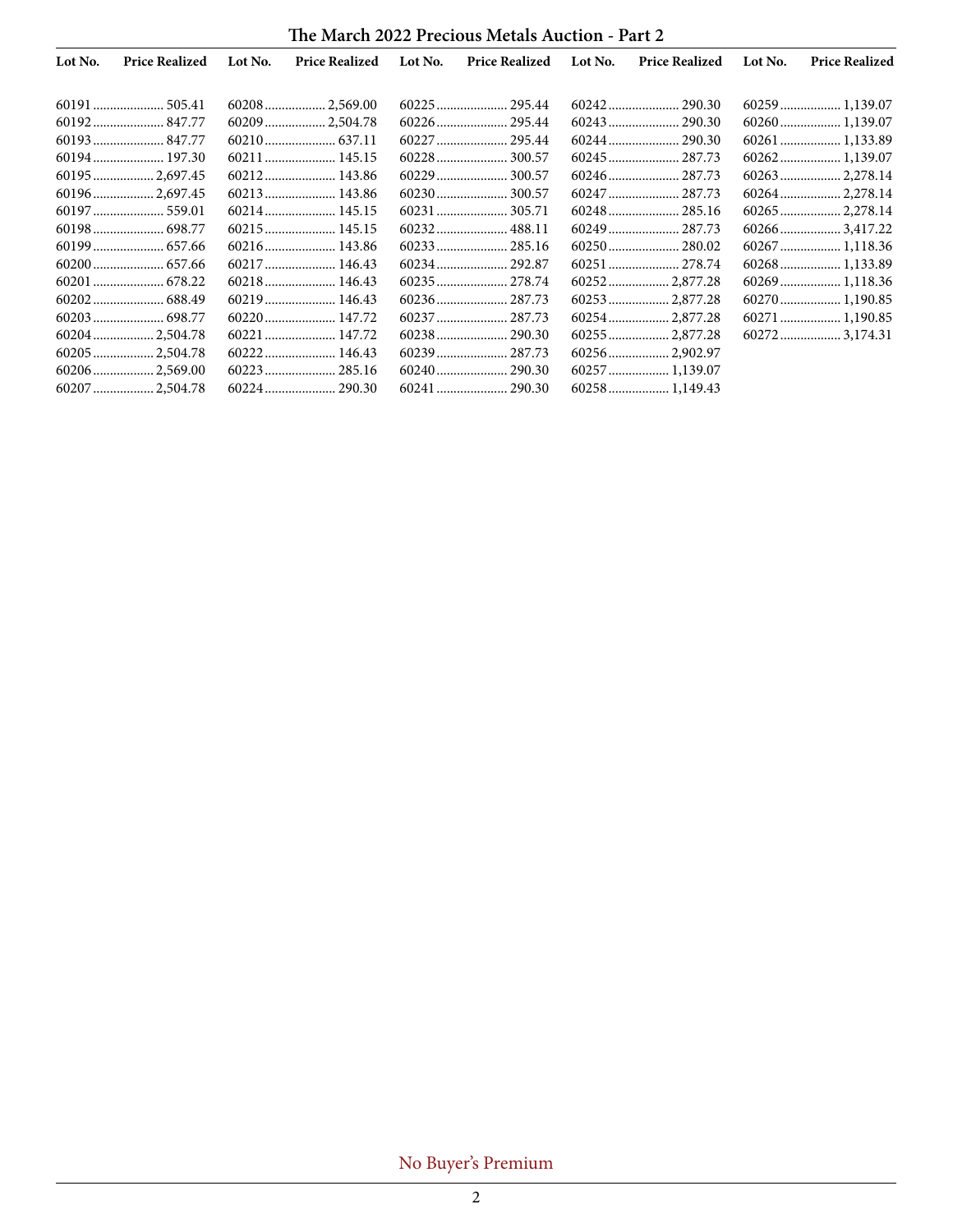# The March 2022 Precious Metals Auction - Part 2

| Lot No. | Price Realized | Lot No. | Price Realized | Lot No. | Price Realized | Lot No. | Price Realized | Lot No. | Price Realized |
|---|---|---|---|---|---|---|---|---|---|
| 60191 | 505.41 | 60208 | 2,569.00 | 60225 | 295.44 | 60242 | 290.30 | 60259 | 1,139.07 |
| 60192 | 847.77 | 60209 | 2,504.78 | 60226 | 295.44 | 60243 | 290.30 | 60260 | 1,139.07 |
| 60193 | 847.77 | 60210 | 637.11 | 60227 | 295.44 | 60244 | 290.30 | 60261 | 1,133.89 |
| 60194 | 197.30 | 60211 | 145.15 | 60228 | 300.57 | 60245 | 287.73 | 60262 | 1,139.07 |
| 60195 | 2,697.45 | 60212 | 143.86 | 60229 | 300.57 | 60246 | 287.73 | 60263 | 2,278.14 |
| 60196 | 2,697.45 | 60213 | 143.86 | 60230 | 300.57 | 60247 | 287.73 | 60264 | 2,278.14 |
| 60197 | 559.01 | 60214 | 145.15 | 60231 | 305.71 | 60248 | 285.16 | 60265 | 2,278.14 |
| 60198 | 698.77 | 60215 | 145.15 | 60232 | 488.11 | 60249 | 287.73 | 60266 | 3,417.22 |
| 60199 | 657.66 | 60216 | 143.86 | 60233 | 285.16 | 60250 | 280.02 | 60267 | 1,118.36 |
| 60200 | 657.66 | 60217 | 146.43 | 60234 | 292.87 | 60251 | 278.74 | 60268 | 1,133.89 |
| 60201 | 678.22 | 60218 | 146.43 | 60235 | 278.74 | 60252 | 2,877.28 | 60269 | 1,118.36 |
| 60202 | 688.49 | 60219 | 146.43 | 60236 | 287.73 | 60253 | 2,877.28 | 60270 | 1,190.85 |
| 60203 | 698.77 | 60220 | 147.72 | 60237 | 287.73 | 60254 | 2,877.28 | 60271 | 1,190.85 |
| 60204 | 2,504.78 | 60221 | 147.72 | 60238 | 290.30 | 60255 | 2,877.28 | 60272 | 3,174.31 |
| 60205 | 2,504.78 | 60222 | 146.43 | 60239 | 287.73 | 60256 | 2,902.97 | | |
| 60206 | 2,569.00 | 60223 | 285.16 | 60240 | 290.30 | 60257 | 1,139.07 | | |
| 60207 | 2,504.78 | 60224 | 290.30 | 60241 | 290.30 | 60258 | 1,149.43 | | |

No Buyer's Premium